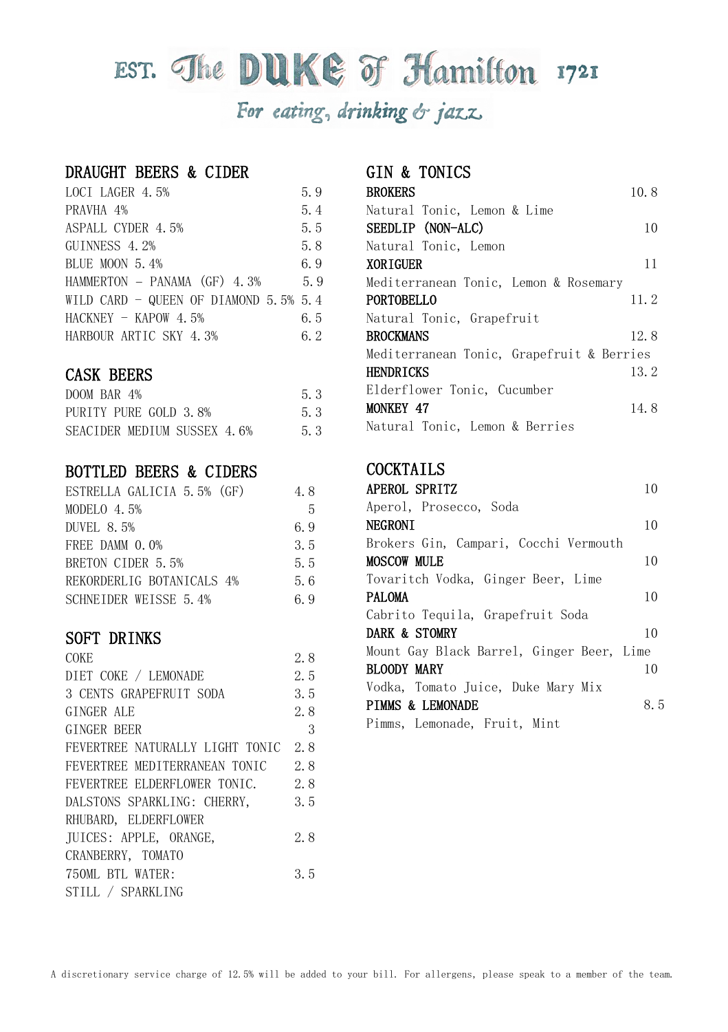# EST. The DUKE of Hamilton 1721

*For eating, drinking & jazz*

## DRAUGHT BEERS & CIDER

| | |
|---|---|
| LOCI LAGER 4.5% | 5.9 |
| PRAVHA 4% | 5.4 |
| ASPALL CYDER 4.5% | 5.5 |
| GUINNESS 4.2% | 5.8 |
| BLUE MOON 5.4% | 6.9 |
| HAMMERTON - PANAMA (GF) 4.3% | 5.9 |
| WILD CARD - QUEEN OF DIAMOND 5.5% | 5.4 |
| HACKNEY - KAPOW 4.5% | 6.5 |
| HARBOUR ARTIC SKY 4.3% | 6.2 |

## CASK BEERS

| | |
|---|---|
| DOOM BAR 4% | 5.3 |
| PURITY PURE GOLD 3.8% | 5.3 |
| SEACIDER MEDIUM SUSSEX 4.6% | 5.3 |

## BOTTLED BEERS & CIDERS

| | |
|---|---|
| ESTRELLA GALICIA 5.5% (GF) | 4.8 |
| MODELO 4.5% | 5 |
| DUVEL 8.5% | 6.9 |
| FREE DAMM 0.0% | 3.5 |
| BRETON CIDER 5.5% | 5.5 |
| REKORDERLIG BOTANICALS 4% | 5.6 |
| SCHNEIDER WEISSE 5.4% | 6.9 |

## SOFT DRINKS

| | |
|---|---|
| COKE | 2.8 |
| DIET COKE / LEMONADE | 2.5 |
| 3 CENTS GRAPEFRUIT SODA | 3.5 |
| GINGER ALE | 2.8 |
| GINGER BEER | 3 |
| FEVERTREE NATURALLY LIGHT TONIC | 2.8 |
| FEVERTREE MEDITERRANEAN TONIC | 2.8 |
| FEVERTREE ELDERFLOWER TONIC. | 2.8 |
| DALSTONS SPARKLING: CHERRY, RHUBARD, ELDERFLOWER | 3.5 |
| JUICES: APPLE, ORANGE, CRANBERRY, TOMATO | 2.8 |
| 750ML BTL WATER: STILL / SPARKLING | 3.5 |

## GIN & TONICS

**BROKERS** 10.8
Natural Tonic, Lemon & Lime

**SEEDLIP (NON-ALC)** 10
Natural Tonic, Lemon

**XORIGUER** 11
Mediterranean Tonic, Lemon & Rosemary

**PORTOBELLO** 11.2
Natural Tonic, Grapefruit

**BROCKMANS** 12.8
Mediterranean Tonic, Grapefruit & Berries

**HENDRICKS** 13.2
Elderflower Tonic, Cucumber

**MONKEY 47** 14.8
Natural Tonic, Lemon & Berries

## COCKTAILS

**APEROL SPRITZ** 10
Aperol, Prosecco, Soda

**NEGRONI** 10
Brokers Gin, Campari, Cocchi Vermouth

**MOSCOW MULE** 10
Tovaritch Vodka, Ginger Beer, Lime

**PALOMA** 10
Cabrito Tequila, Grapefruit Soda

**DARK & STOMRY** 10
Mount Gay Black Barrel, Ginger Beer, Lime

**BLOODY MARY** 10
Vodka, Tomato Juice, Duke Mary Mix

**PIMMS & LEMONADE** 8.5
Pimms, Lemonade, Fruit, Mint

A discretionary service charge of 12.5% will be added to your bill. For allergens, please speak to a member of the team.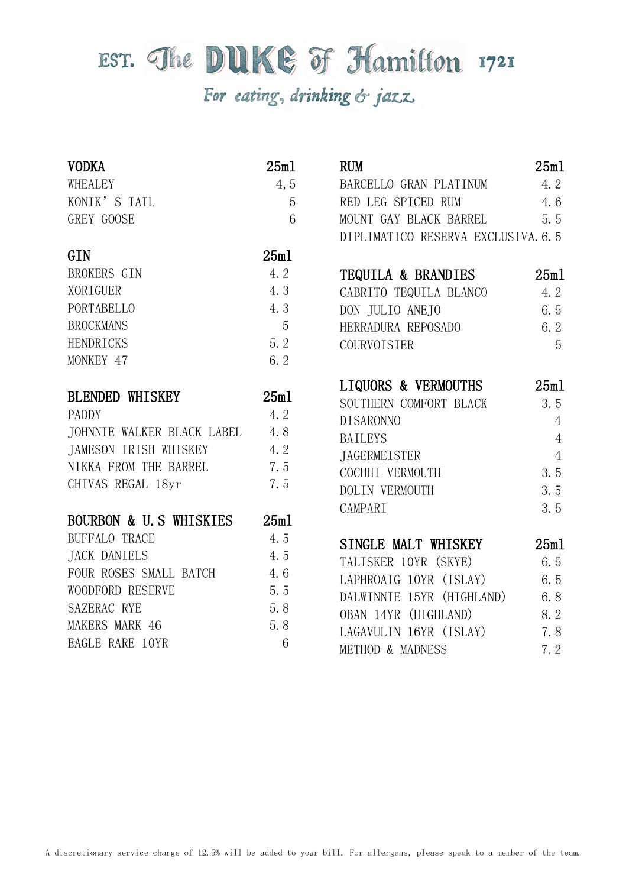# EST. The DUKE of Hamilton 1721

*For eating, drinking & jazz*

| VODKA | 25ml |
| --- | --- |
| WHEALEY | 4,5 |
| KONIK'S TAIL | 5 |
| GREY GOOSE | 6 |

| GIN | 25ml |
| --- | --- |
| BROKERS GIN | 4.2 |
| XORIGUER | 4.3 |
| PORTABELLO | 4.3 |
| BROCKMANS | 5 |
| HENDRICKS | 5.2 |
| MONKEY 47 | 6.2 |

| BLENDED WHISKEY | 25ml |
| --- | --- |
| PADDY | 4.2 |
| JOHNNIE WALKER BLACK LABEL | 4.8 |
| JAMESON IRISH WHISKEY | 4.2 |
| NIKKA FROM THE BARREL | 7.5 |
| CHIVAS REGAL 18yr | 7.5 |

| BOURBON & U.S WHISKIES | 25ml |
| --- | --- |
| BUFFALO TRACE | 4.5 |
| JACK DANIELS | 4.5 |
| FOUR ROSES SMALL BATCH | 4.6 |
| WOODFORD RESERVE | 5.5 |
| SAZERAC RYE | 5.8 |
| MAKERS MARK 46 | 5.8 |
| EAGLE RARE 10YR | 6 |

| RUM | 25ml |
| --- | --- |
| BARCELLO GRAN PLATINUM | 4.2 |
| RED LEG SPICED RUM | 4.6 |
| MOUNT GAY BLACK BARREL | 5.5 |
| DIPLIMATICO RESERVA EXCLUSIVA. | 6.5 |

| TEQUILA & BRANDIES | 25ml |
| --- | --- |
| CABRITO TEQUILA BLANCO | 4.2 |
| DON JULIO ANEJO | 6.5 |
| HERRADURA REPOSADO | 6.2 |
| COURVOISIER | 5 |

| LIQUORS & VERMOUTHS | 25ml |
| --- | --- |
| SOUTHERN COMFORT BLACK | 3.5 |
| DISARONNO | 4 |
| BAILEYS | 4 |
| JAGERMEISTER | 4 |
| COCHHI VERMOUTH | 3.5 |
| DOLIN VERMOUTH | 3.5 |
| CAMPARI | 3.5 |

| SINGLE MALT WHISKEY | 25ml |
| --- | --- |
| TALISKER 10YR (SKYE) | 6.5 |
| LAPHROAIG 10YR (ISLAY) | 6.5 |
| DALWINNIE 15YR (HIGHLAND) | 6.8 |
| OBAN 14YR (HIGHLAND) | 8.2 |
| LAGAVULIN 16YR (ISLAY) | 7.8 |
| METHOD & MADNESS | 7.2 |

A discretionary service charge of 12.5% will be added to your bill. For allergens, please speak to a member of the team.